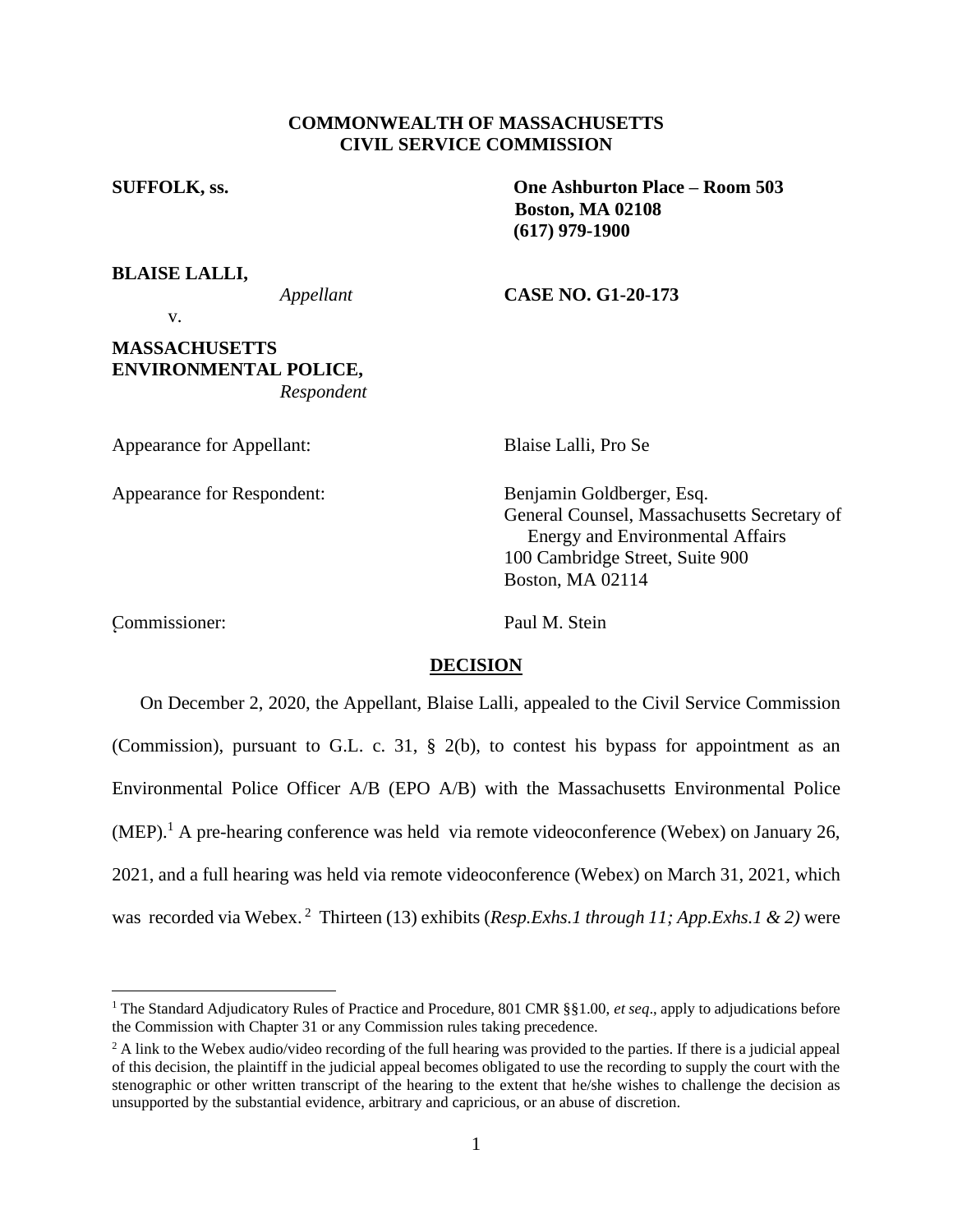**COMMONWEALTH OF MASSACHUSETTS**
**CIVIL SERVICE COMMISSION**

**SUFFOLK, ss.**

**One Ashburton Place – Room 503**
**Boston, MA 02108**
**(617) 979-1900**

**BLAISE LALLI,**
*Appellant*

v.

**MASSACHUSETTS ENVIRONMENTAL POLICE,**
*Respondent*

**CASE NO. G1-20-173**

Appearance for Appellant: Blaise Lalli, Pro Se

Appearance for Respondent: Benjamin Goldberger, Esq.
General Counsel, Massachusetts Secretary of Energy and Environmental Affairs
100 Cambridge Street, Suite 900
Boston, MA 02114

Commissioner: Paul M. Stein

## DECISION

On December 2, 2020, the Appellant, Blaise Lalli, appealed to the Civil Service Commission (Commission), pursuant to G.L. c. 31, § 2(b), to contest his bypass for appointment as an Environmental Police Officer A/B (EPO A/B) with the Massachusetts Environmental Police (MEP).[1] A pre-hearing conference was held via remote videoconference (Webex) on January 26, 2021, and a full hearing was held via remote videoconference (Webex) on March 31, 2021, which was recorded via Webex.[2] Thirteen (13) exhibits (*Resp.Exhs.1 through 11; App.Exhs.1 & 2)* were

---

[1] The Standard Adjudicatory Rules of Practice and Procedure, 801 CMR §§1.00, *et seq*., apply to adjudications before the Commission with Chapter 31 or any Commission rules taking precedence.

[2] A link to the Webex audio/video recording of the full hearing was provided to the parties. If there is a judicial appeal of this decision, the plaintiff in the judicial appeal becomes obligated to use the recording to supply the court with the stenographic or other written transcript of the hearing to the extent that he/she wishes to challenge the decision as unsupported by the substantial evidence, arbitrary and capricious, or an abuse of discretion.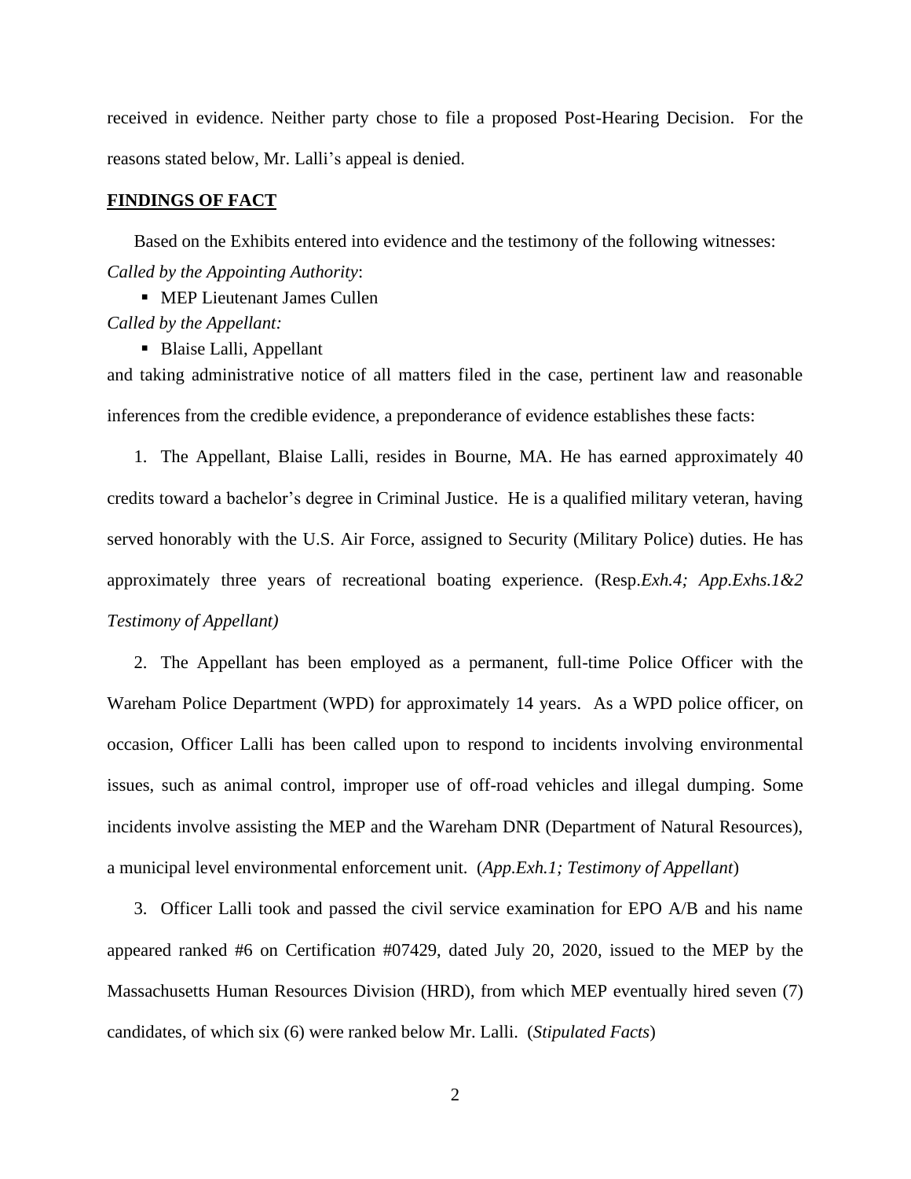received in evidence. Neither party chose to file a proposed Post-Hearing Decision. For the reasons stated below, Mr. Lalli's appeal is denied.

## FINDINGS OF FACT

Based on the Exhibits entered into evidence and the testimony of the following witnesses:

*Called by the Appointing Authority*:

- MEP Lieutenant James Cullen

*Called by the Appellant:*

- Blaise Lalli, Appellant

and taking administrative notice of all matters filed in the case, pertinent law and reasonable inferences from the credible evidence, a preponderance of evidence establishes these facts:

1. The Appellant, Blaise Lalli, resides in Bourne, MA. He has earned approximately 40 credits toward a bachelor's degree in Criminal Justice. He is a qualified military veteran, having served honorably with the U.S. Air Force, assigned to Security (Military Police) duties. He has approximately three years of recreational boating experience. (Resp.*Exh.4; App.Exhs.1&2 Testimony of Appellant)*

2. The Appellant has been employed as a permanent, full-time Police Officer with the Wareham Police Department (WPD) for approximately 14 years. As a WPD police officer, on occasion, Officer Lalli has been called upon to respond to incidents involving environmental issues, such as animal control, improper use of off-road vehicles and illegal dumping. Some incidents involve assisting the MEP and the Wareham DNR (Department of Natural Resources), a municipal level environmental enforcement unit. (*App.Exh.1; Testimony of Appellant*)

3. Officer Lalli took and passed the civil service examination for EPO A/B and his name appeared ranked #6 on Certification #07429, dated July 20, 2020, issued to the MEP by the Massachusetts Human Resources Division (HRD), from which MEP eventually hired seven (7) candidates, of which six (6) were ranked below Mr. Lalli. (*Stipulated Facts*)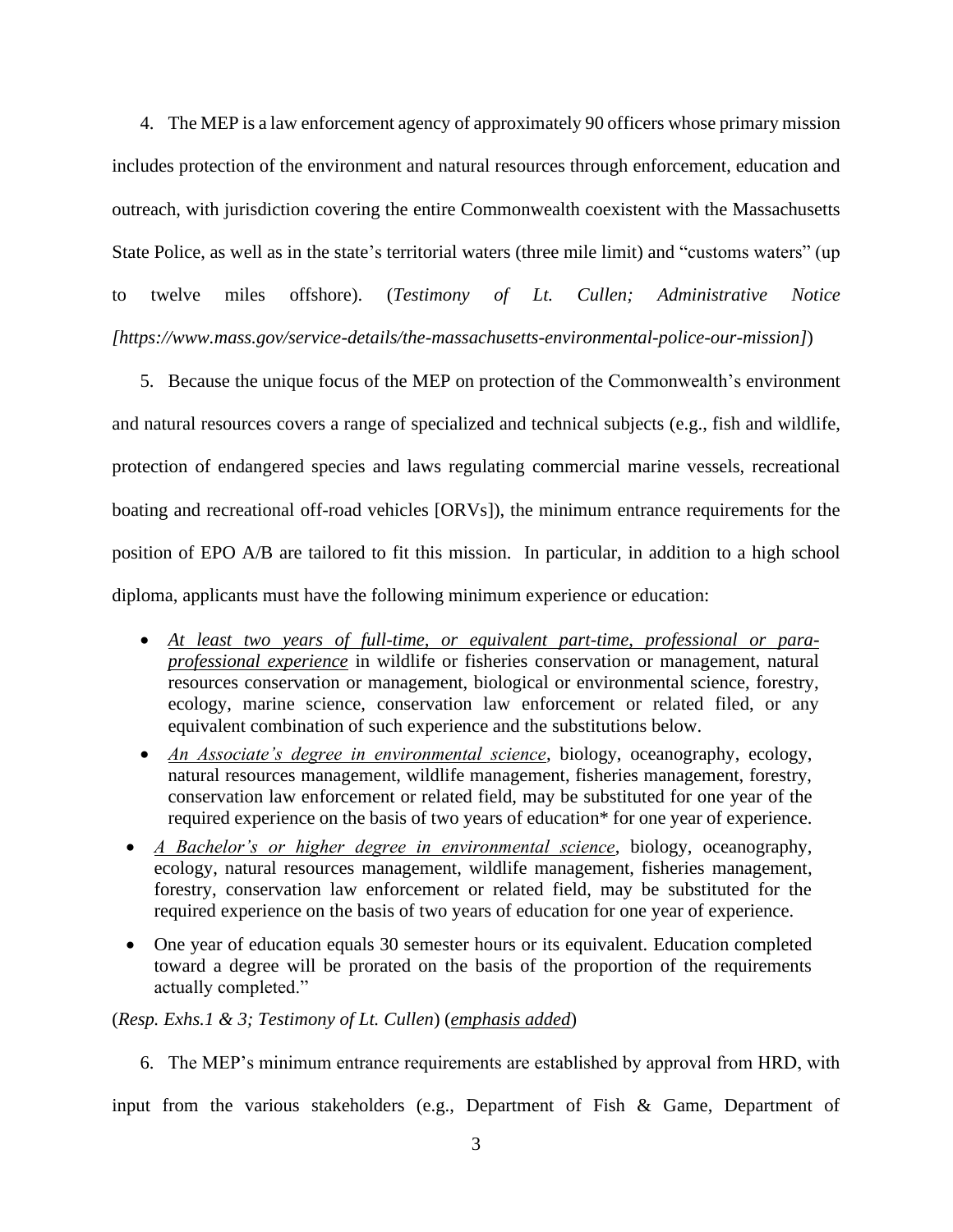4. The MEP is a law enforcement agency of approximately 90 officers whose primary mission includes protection of the environment and natural resources through enforcement, education and outreach, with jurisdiction covering the entire Commonwealth coexistent with the Massachusetts State Police, as well as in the state's territorial waters (three mile limit) and "customs waters" (up to twelve miles offshore). (*Testimony of Lt. Cullen; Administrative Notice [https://www.mass.gov/service-details/the-massachusetts-environmental-police-our-mission]*)

5. Because the unique focus of the MEP on protection of the Commonwealth's environment and natural resources covers a range of specialized and technical subjects (e.g., fish and wildlife, protection of endangered species and laws regulating commercial marine vessels, recreational boating and recreational off-road vehicles [ORVs]), the minimum entrance requirements for the position of EPO A/B are tailored to fit this mission. In particular, in addition to a high school diploma, applicants must have the following minimum experience or education:

- <u>*At least two years of full-time, or equivalent part-time, professional or para-professional experience*</u> in wildlife or fisheries conservation or management, natural resources conservation or management, biological or environmental science, forestry, ecology, marine science, conservation law enforcement or related filed, or any equivalent combination of such experience and the substitutions below.
- <u>*An Associate's degree in environmental science*</u>, biology, oceanography, ecology, natural resources management, wildlife management, fisheries management, forestry, conservation law enforcement or related field, may be substituted for one year of the required experience on the basis of two years of education* for one year of experience.
- <u>*A Bachelor's or higher degree in environmental science*</u>, biology, oceanography, ecology, natural resources management, wildlife management, fisheries management, forestry, conservation law enforcement or related field, may be substituted for the required experience on the basis of two years of education for one year of experience.
- One year of education equals 30 semester hours or its equivalent. Education completed toward a degree will be prorated on the basis of the proportion of the requirements actually completed."

(*Resp. Exhs.1 & 3; Testimony of Lt. Cullen*) (<u>*emphasis added*</u>)

6. The MEP's minimum entrance requirements are established by approval from HRD, with input from the various stakeholders (e.g., Department of Fish & Game, Department of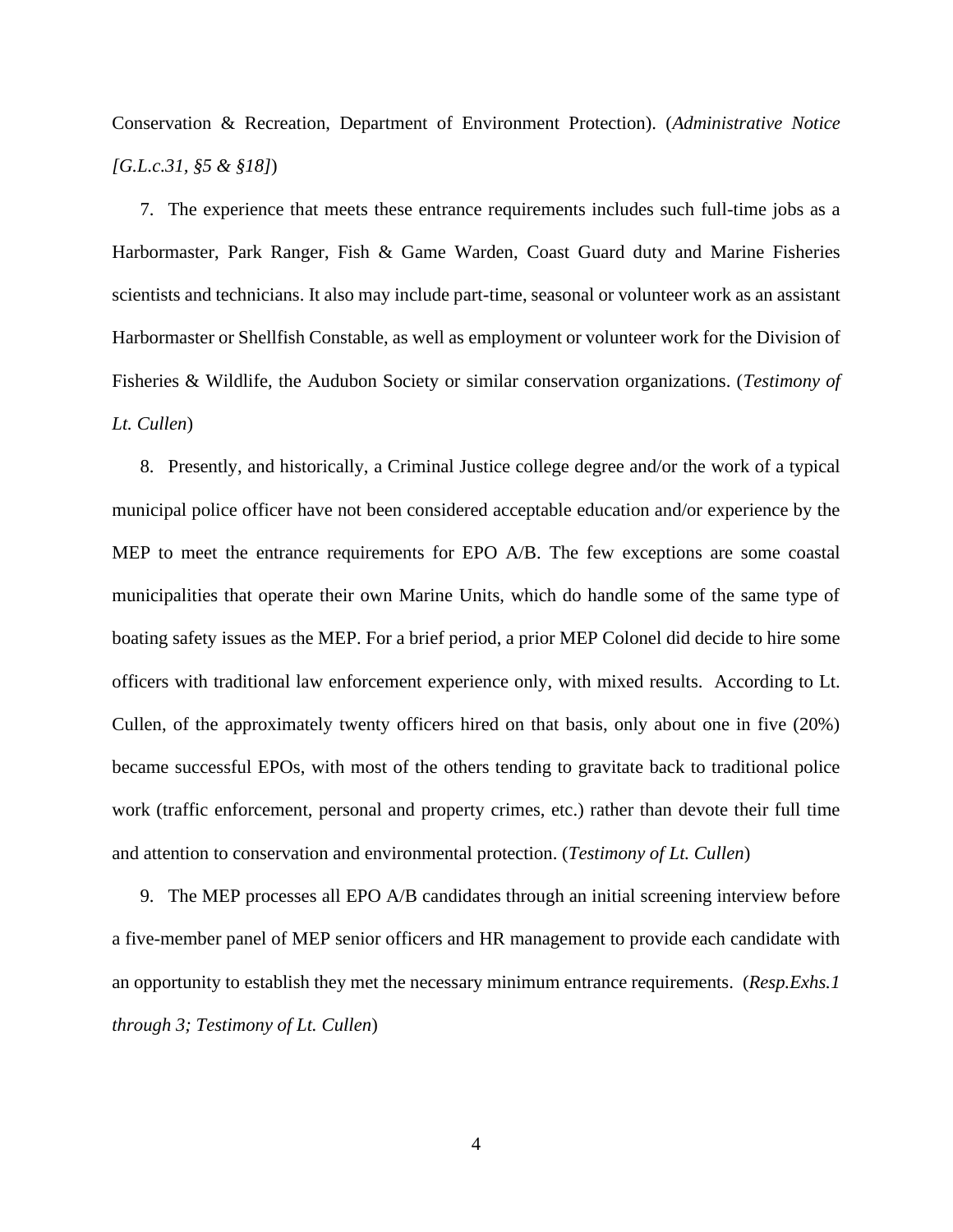Conservation & Recreation, Department of Environment Protection). (*Administrative Notice [G.L.c.31, §5 & §18]*)

7. The experience that meets these entrance requirements includes such full-time jobs as a Harbormaster, Park Ranger, Fish & Game Warden, Coast Guard duty and Marine Fisheries scientists and technicians. It also may include part-time, seasonal or volunteer work as an assistant Harbormaster or Shellfish Constable, as well as employment or volunteer work for the Division of Fisheries & Wildlife, the Audubon Society or similar conservation organizations. (*Testimony of Lt. Cullen*)

8. Presently, and historically, a Criminal Justice college degree and/or the work of a typical municipal police officer have not been considered acceptable education and/or experience by the MEP to meet the entrance requirements for EPO A/B. The few exceptions are some coastal municipalities that operate their own Marine Units, which do handle some of the same type of boating safety issues as the MEP. For a brief period, a prior MEP Colonel did decide to hire some officers with traditional law enforcement experience only, with mixed results. According to Lt. Cullen, of the approximately twenty officers hired on that basis, only about one in five (20%) became successful EPOs, with most of the others tending to gravitate back to traditional police work (traffic enforcement, personal and property crimes, etc.) rather than devote their full time and attention to conservation and environmental protection. (*Testimony of Lt. Cullen*)

9. The MEP processes all EPO A/B candidates through an initial screening interview before a five-member panel of MEP senior officers and HR management to provide each candidate with an opportunity to establish they met the necessary minimum entrance requirements. (*Resp.Exhs.1 through 3; Testimony of Lt. Cullen*)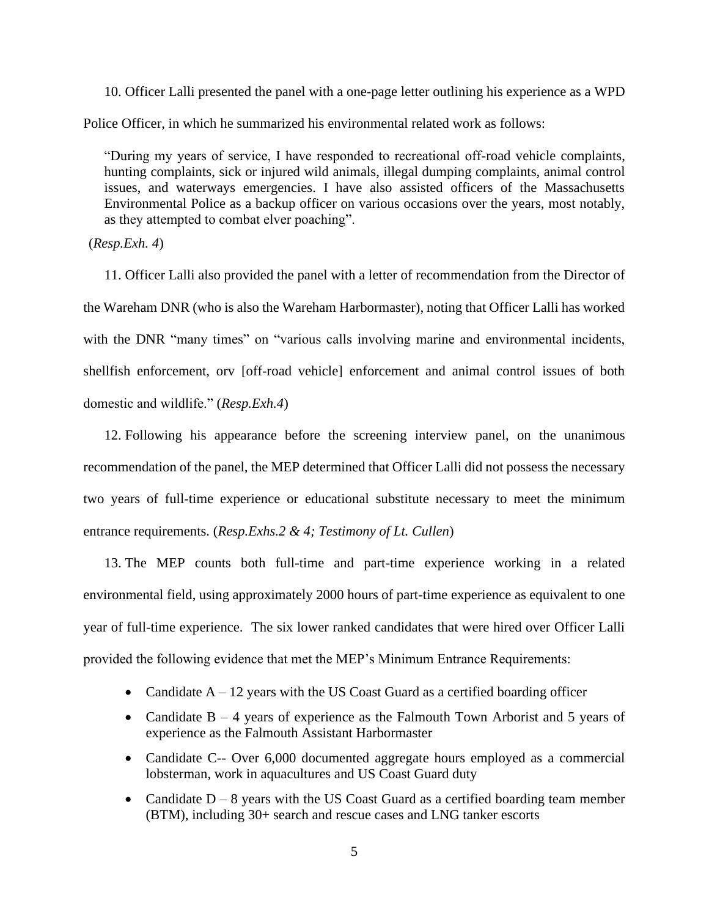10. Officer Lalli presented the panel with a one-page letter outlining his experience as a WPD Police Officer, in which he summarized his environmental related work as follows:

> "During my years of service, I have responded to recreational off-road vehicle complaints, hunting complaints, sick or injured wild animals, illegal dumping complaints, animal control issues, and waterways emergencies. I have also assisted officers of the Massachusetts Environmental Police as a backup officer on various occasions over the years, most notably, as they attempted to combat elver poaching".

(*Resp.Exh. 4*)

11. Officer Lalli also provided the panel with a letter of recommendation from the Director of the Wareham DNR (who is also the Wareham Harbormaster), noting that Officer Lalli has worked with the DNR "many times" on "various calls involving marine and environmental incidents, shellfish enforcement, orv [off-road vehicle] enforcement and animal control issues of both domestic and wildlife." (*Resp.Exh.4*)

12. Following his appearance before the screening interview panel, on the unanimous recommendation of the panel, the MEP determined that Officer Lalli did not possess the necessary two years of full-time experience or educational substitute necessary to meet the minimum entrance requirements. (*Resp.Exhs.2 & 4; Testimony of Lt. Cullen*)

13. The MEP counts both full-time and part-time experience working in a related environmental field, using approximately 2000 hours of part-time experience as equivalent to one year of full-time experience. The six lower ranked candidates that were hired over Officer Lalli provided the following evidence that met the MEP's Minimum Entrance Requirements:

- Candidate A – 12 years with the US Coast Guard as a certified boarding officer
- Candidate B – 4 years of experience as the Falmouth Town Arborist and 5 years of experience as the Falmouth Assistant Harbormaster
- Candidate C-- Over 6,000 documented aggregate hours employed as a commercial lobsterman, work in aquacultures and US Coast Guard duty
- Candidate D – 8 years with the US Coast Guard as a certified boarding team member (BTM), including 30+ search and rescue cases and LNG tanker escorts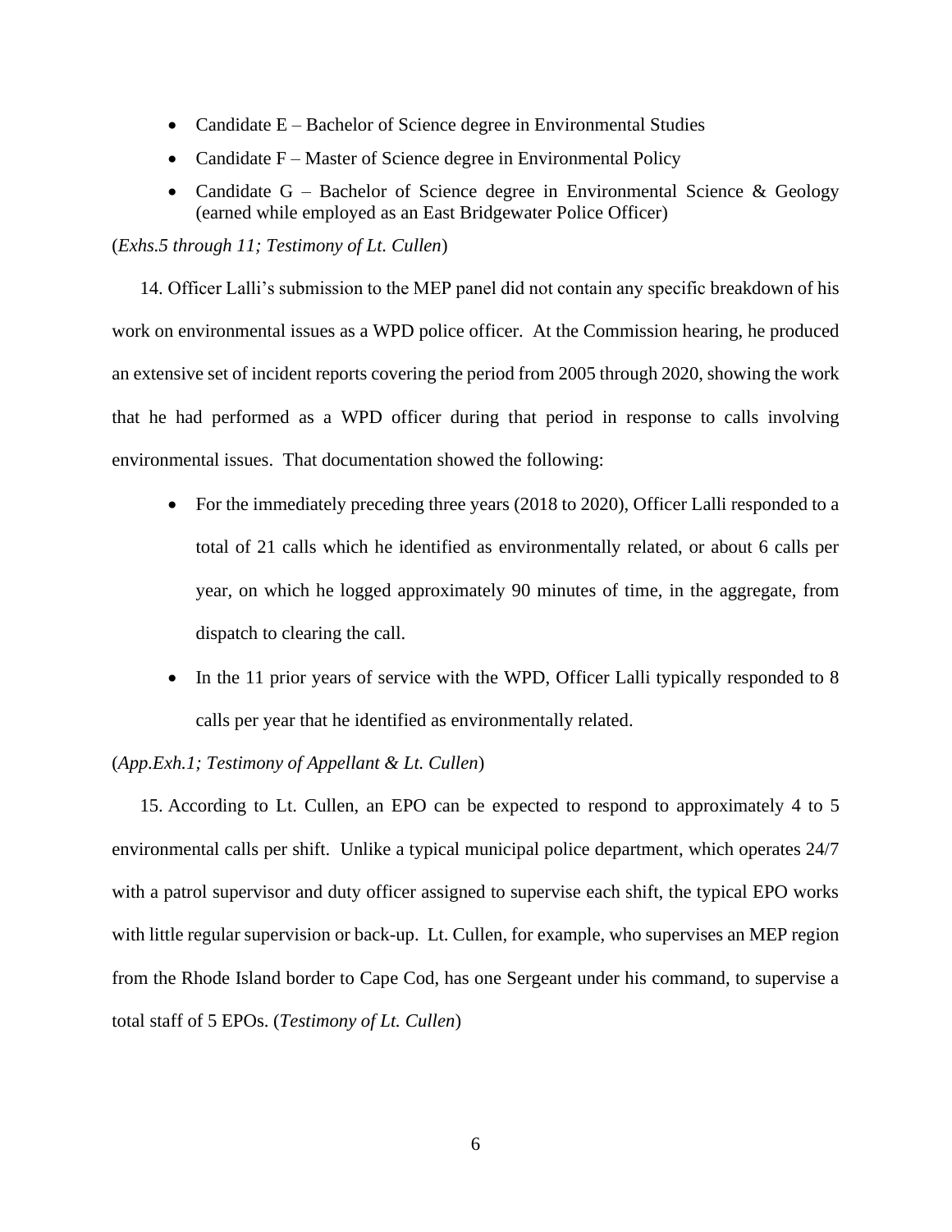- Candidate E – Bachelor of Science degree in Environmental Studies
- Candidate F – Master of Science degree in Environmental Policy
- Candidate G – Bachelor of Science degree in Environmental Science & Geology (earned while employed as an East Bridgewater Police Officer)

(*Exhs.5 through 11; Testimony of Lt. Cullen*)

14. Officer Lalli's submission to the MEP panel did not contain any specific breakdown of his work on environmental issues as a WPD police officer. At the Commission hearing, he produced an extensive set of incident reports covering the period from 2005 through 2020, showing the work that he had performed as a WPD officer during that period in response to calls involving environmental issues. That documentation showed the following:

- For the immediately preceding three years (2018 to 2020), Officer Lalli responded to a total of 21 calls which he identified as environmentally related, or about 6 calls per year, on which he logged approximately 90 minutes of time, in the aggregate, from dispatch to clearing the call.
- In the 11 prior years of service with the WPD, Officer Lalli typically responded to 8 calls per year that he identified as environmentally related.

(*App.Exh.1; Testimony of Appellant & Lt. Cullen*)

15. According to Lt. Cullen, an EPO can be expected to respond to approximately 4 to 5 environmental calls per shift. Unlike a typical municipal police department, which operates 24/7 with a patrol supervisor and duty officer assigned to supervise each shift, the typical EPO works with little regular supervision or back-up. Lt. Cullen, for example, who supervises an MEP region from the Rhode Island border to Cape Cod, has one Sergeant under his command, to supervise a total staff of 5 EPOs. (*Testimony of Lt. Cullen*)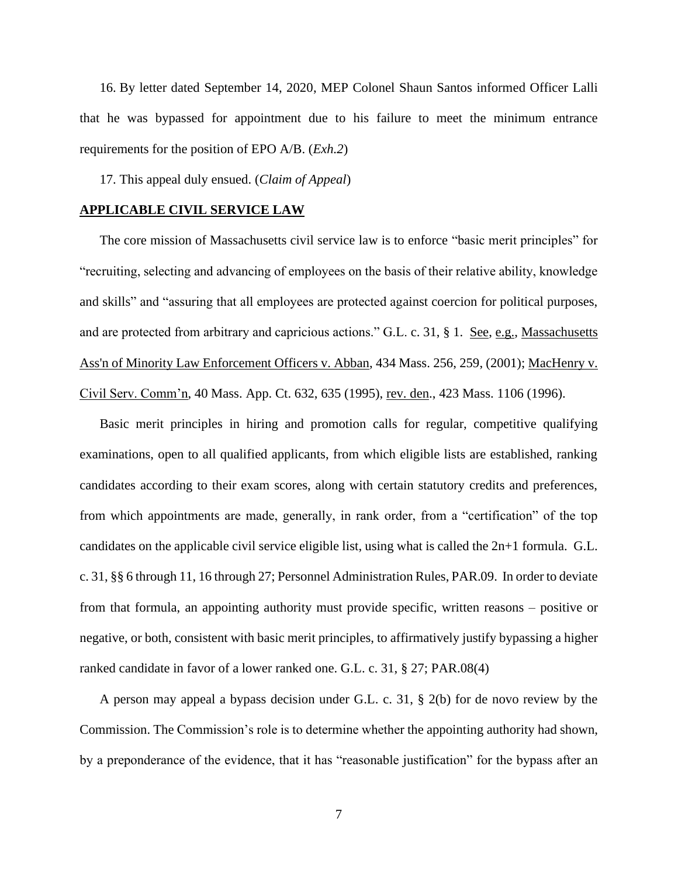16. By letter dated September 14, 2020, MEP Colonel Shaun Santos informed Officer Lalli that he was bypassed for appointment due to his failure to meet the minimum entrance requirements for the position of EPO A/B. (*Exh.2*)

17. This appeal duly ensued. (*Claim of Appeal*)

## **APPLICABLE CIVIL SERVICE LAW**

The core mission of Massachusetts civil service law is to enforce "basic merit principles" for "recruiting, selecting and advancing of employees on the basis of their relative ability, knowledge and skills" and "assuring that all employees are protected against coercion for political purposes, and are protected from arbitrary and capricious actions." G.L. c. 31, § 1. See, e.g., Massachusetts Ass'n of Minority Law Enforcement Officers v. Abban, 434 Mass. 256, 259, (2001); MacHenry v. Civil Serv. Comm'n, 40 Mass. App. Ct. 632, 635 (1995), rev. den., 423 Mass. 1106 (1996).

Basic merit principles in hiring and promotion calls for regular, competitive qualifying examinations, open to all qualified applicants, from which eligible lists are established, ranking candidates according to their exam scores, along with certain statutory credits and preferences, from which appointments are made, generally, in rank order, from a "certification" of the top candidates on the applicable civil service eligible list, using what is called the 2n+1 formula. G.L. c. 31, §§ 6 through 11, 16 through 27; Personnel Administration Rules, PAR.09. In order to deviate from that formula, an appointing authority must provide specific, written reasons – positive or negative, or both, consistent with basic merit principles, to affirmatively justify bypassing a higher ranked candidate in favor of a lower ranked one. G.L. c. 31, § 27; PAR.08(4)

A person may appeal a bypass decision under G.L. c. 31, § 2(b) for de novo review by the Commission. The Commission's role is to determine whether the appointing authority had shown, by a preponderance of the evidence, that it has "reasonable justification" for the bypass after an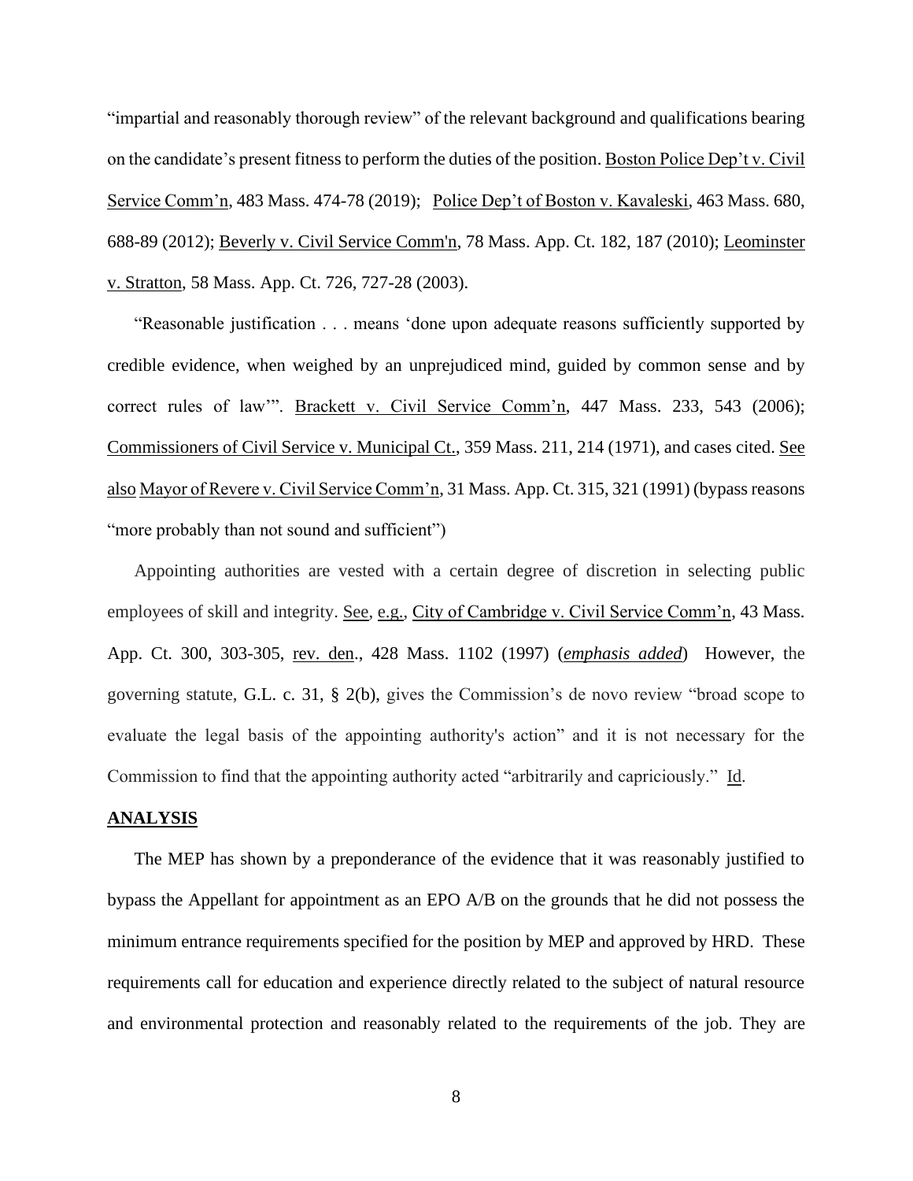"impartial and reasonably thorough review" of the relevant background and qualifications bearing on the candidate's present fitness to perform the duties of the position. Boston Police Dep't v. Civil Service Comm'n, 483 Mass. 474-78 (2019); Police Dep't of Boston v. Kavaleski, 463 Mass. 680, 688-89 (2012); Beverly v. Civil Service Comm'n, 78 Mass. App. Ct. 182, 187 (2010); Leominster v. Stratton, 58 Mass. App. Ct. 726, 727-28 (2003).

"Reasonable justification . . . means 'done upon adequate reasons sufficiently supported by credible evidence, when weighed by an unprejudiced mind, guided by common sense and by correct rules of law'". Brackett v. Civil Service Comm'n, 447 Mass. 233, 543 (2006); Commissioners of Civil Service v. Municipal Ct., 359 Mass. 211, 214 (1971), and cases cited. See also Mayor of Revere v. Civil Service Comm'n, 31 Mass. App. Ct. 315, 321 (1991) (bypass reasons "more probably than not sound and sufficient")

Appointing authorities are vested with a certain degree of discretion in selecting public employees of skill and integrity. See, e.g., City of Cambridge v. Civil Service Comm'n, 43 Mass. App. Ct. 300, 303-305, rev. den., 428 Mass. 1102 (1997) (*emphasis added*) However, the governing statute, G.L. c. 31, § 2(b), gives the Commission's de novo review "broad scope to evaluate the legal basis of the appointing authority's action" and it is not necessary for the Commission to find that the appointing authority acted "arbitrarily and capriciously." Id.

**ANALYSIS**

The MEP has shown by a preponderance of the evidence that it was reasonably justified to bypass the Appellant for appointment as an EPO A/B on the grounds that he did not possess the minimum entrance requirements specified for the position by MEP and approved by HRD. These requirements call for education and experience directly related to the subject of natural resource and environmental protection and reasonably related to the requirements of the job. They are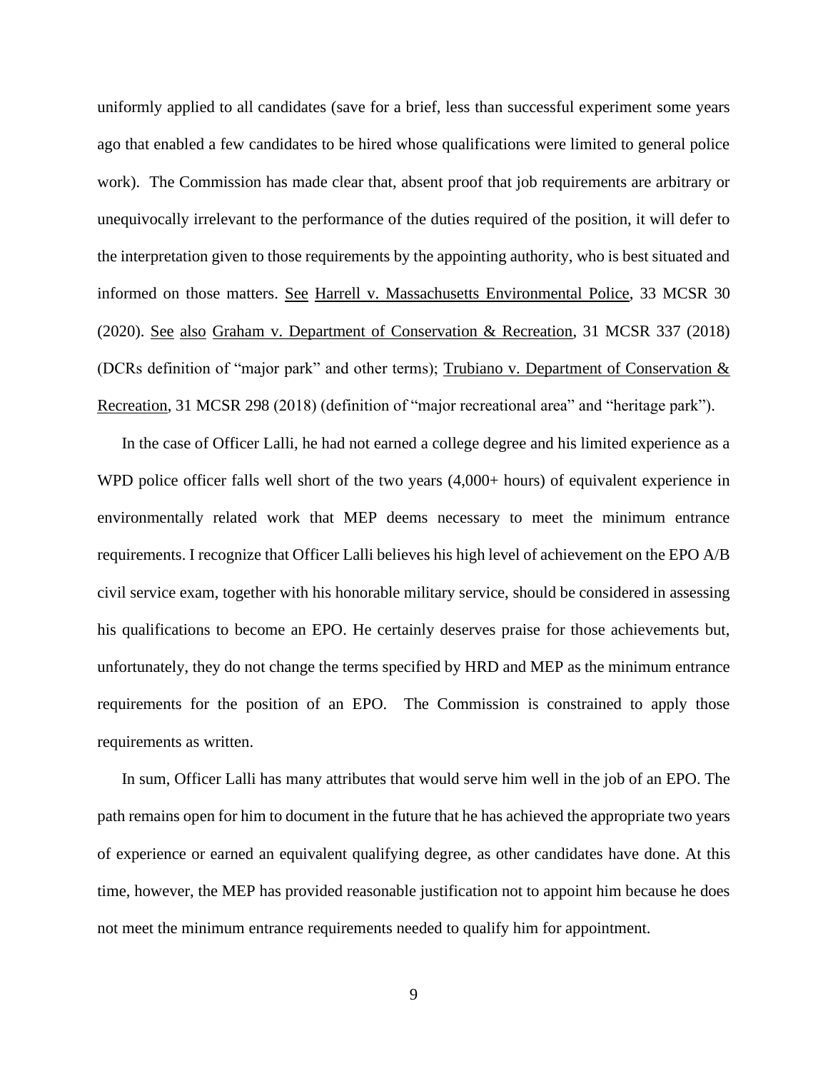uniformly applied to all candidates (save for a brief, less than successful experiment some years ago that enabled a few candidates to be hired whose qualifications were limited to general police work). The Commission has made clear that, absent proof that job requirements are arbitrary or unequivocally irrelevant to the performance of the duties required of the position, it will defer to the interpretation given to those requirements by the appointing authority, who is best situated and informed on those matters. See Harrell v. Massachusetts Environmental Police, 33 MCSR 30 (2020). See also Graham v. Department of Conservation & Recreation, 31 MCSR 337 (2018) (DCRs definition of "major park" and other terms); Trubiano v. Department of Conservation & Recreation, 31 MCSR 298 (2018) (definition of "major recreational area" and "heritage park").

In the case of Officer Lalli, he had not earned a college degree and his limited experience as a WPD police officer falls well short of the two years (4,000+ hours) of equivalent experience in environmentally related work that MEP deems necessary to meet the minimum entrance requirements. I recognize that Officer Lalli believes his high level of achievement on the EPO A/B civil service exam, together with his honorable military service, should be considered in assessing his qualifications to become an EPO. He certainly deserves praise for those achievements but, unfortunately, they do not change the terms specified by HRD and MEP as the minimum entrance requirements for the position of an EPO. The Commission is constrained to apply those requirements as written.

In sum, Officer Lalli has many attributes that would serve him well in the job of an EPO. The path remains open for him to document in the future that he has achieved the appropriate two years of experience or earned an equivalent qualifying degree, as other candidates have done. At this time, however, the MEP has provided reasonable justification not to appoint him because he does not meet the minimum entrance requirements needed to qualify him for appointment.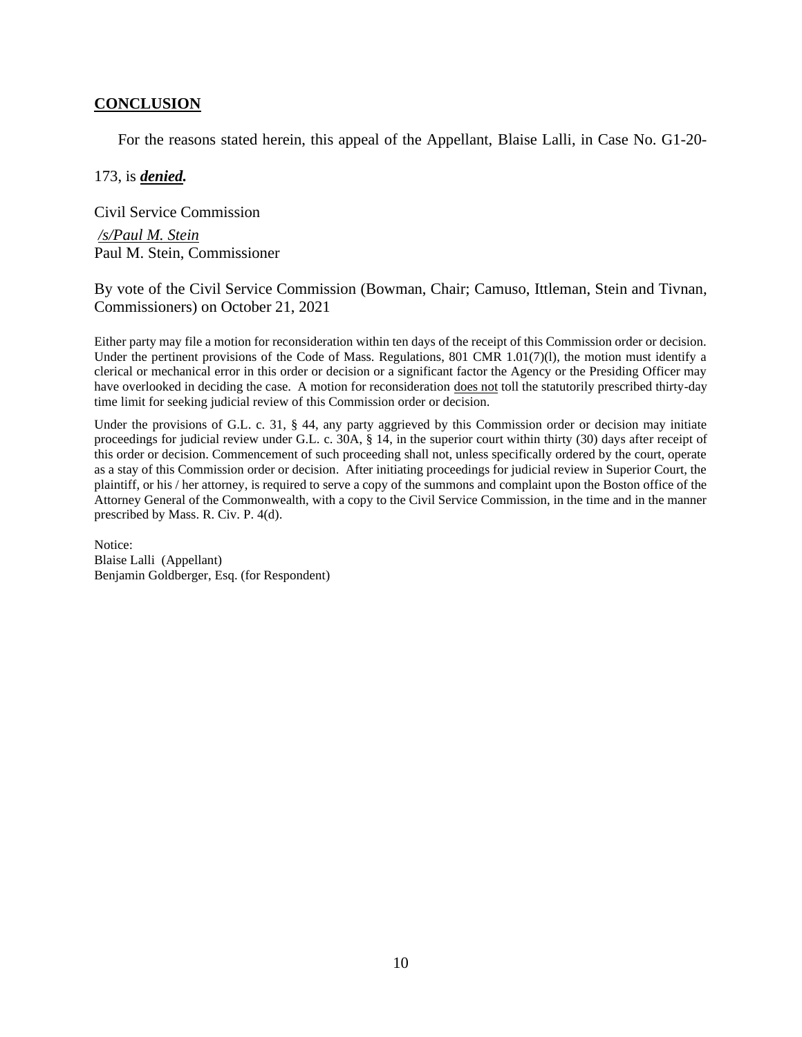## **CONCLUSION**

For the reasons stated herein, this appeal of the Appellant, Blaise Lalli, in Case No. G1-20-173, is ***denied.***

Civil Service Commission

*/s/Paul M. Stein*
Paul M. Stein, Commissioner

By vote of the Civil Service Commission (Bowman, Chair; Camuso, Ittleman, Stein and Tivnan, Commissioners) on October 21, 2021

Either party may file a motion for reconsideration within ten days of the receipt of this Commission order or decision. Under the pertinent provisions of the Code of Mass. Regulations, 801 CMR 1.01(7)(l), the motion must identify a clerical or mechanical error in this order or decision or a significant factor the Agency or the Presiding Officer may have overlooked in deciding the case. A motion for reconsideration does not toll the statutorily prescribed thirty-day time limit for seeking judicial review of this Commission order or decision.

Under the provisions of G.L. c. 31, § 44, any party aggrieved by this Commission order or decision may initiate proceedings for judicial review under G.L. c. 30A, § 14, in the superior court within thirty (30) days after receipt of this order or decision. Commencement of such proceeding shall not, unless specifically ordered by the court, operate as a stay of this Commission order or decision. After initiating proceedings for judicial review in Superior Court, the plaintiff, or his / her attorney, is required to serve a copy of the summons and complaint upon the Boston office of the Attorney General of the Commonwealth, with a copy to the Civil Service Commission, in the time and in the manner prescribed by Mass. R. Civ. P. 4(d).

Notice:
Blaise Lalli (Appellant)
Benjamin Goldberger, Esq. (for Respondent)